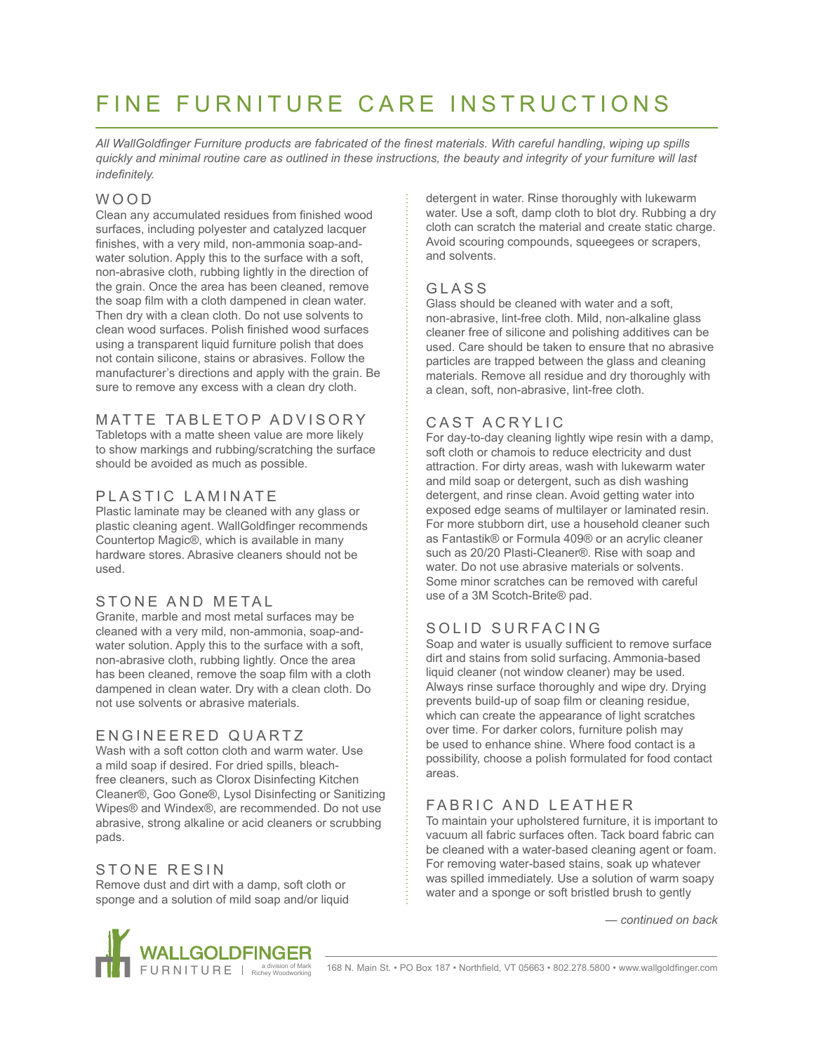# FINE FURNITURE CARE INSTRUCTIONS

*All WallGoldfinger Furniture products are fabricated of the finest materials. With careful handling, wiping up spills quickly and minimal routine care as outlined in these instructions, the beauty and integrity of your furniture will last indefinitely.*

## WOOD

Clean any accumulated residues from finished wood surfaces, including polyester and catalyzed lacquer finishes, with a very mild, non-ammonia soap-and-water solution. Apply this to the surface with a soft, non-abrasive cloth, rubbing lightly in the direction of the grain. Once the area has been cleaned, remove the soap film with a cloth dampened in clean water. Then dry with a clean cloth. Do not use solvents to clean wood surfaces. Polish finished wood surfaces using a transparent liquid furniture polish that does not contain silicone, stains or abrasives. Follow the manufacturer's directions and apply with the grain. Be sure to remove any excess with a clean dry cloth.

## MATTE TABLETOP ADVISORY

Tabletops with a matte sheen value are more likely to show markings and rubbing/scratching the surface should be avoided as much as possible.

## PLASTIC LAMINATE

Plastic laminate may be cleaned with any glass or plastic cleaning agent. WallGoldfinger recommends Countertop Magic®, which is available in many hardware stores. Abrasive cleaners should not be used.

## STONE AND METAL

Granite, marble and most metal surfaces may be cleaned with a very mild, non-ammonia, soap-and-water solution. Apply this to the surface with a soft, non-abrasive cloth, rubbing lightly. Once the area has been cleaned, remove the soap film with a cloth dampened in clean water. Dry with a clean cloth. Do not use solvents or abrasive materials.

## ENGINEERED QUARTZ

Wash with a soft cotton cloth and warm water. Use a mild soap if desired. For dried spills, bleach-free cleaners, such as Clorox Disinfecting Kitchen Cleaner®, Goo Gone®, Lysol Disinfecting or Sanitizing Wipes® and Windex®, are recommended. Do not use abrasive, strong alkaline or acid cleaners or scrubbing pads.

## STONE RESIN

Remove dust and dirt with a damp, soft cloth or sponge and a solution of mild soap and/or liquid detergent in water. Rinse thoroughly with lukewarm water. Use a soft, damp cloth to blot dry. Rubbing a dry cloth can scratch the material and create static charge. Avoid scouring compounds, squeegees or scrapers, and solvents.

## GLASS

Glass should be cleaned with water and a soft, non-abrasive, lint-free cloth. Mild, non-alkaline glass cleaner free of silicone and polishing additives can be used. Care should be taken to ensure that no abrasive particles are trapped between the glass and cleaning materials. Remove all residue and dry thoroughly with a clean, soft, non-abrasive, lint-free cloth.

## CAST ACRYLIC

For day-to-day cleaning lightly wipe resin with a damp, soft cloth or chamois to reduce electricity and dust attraction. For dirty areas, wash with lukewarm water and mild soap or detergent, such as dish washing detergent, and rinse clean. Avoid getting water into exposed edge seams of multilayer or laminated resin. For more stubborn dirt, use a household cleaner such as Fantastik® or Formula 409® or an acrylic cleaner such as 20/20 Plasti-Cleaner®. Rise with soap and water. Do not use abrasive materials or solvents. Some minor scratches can be removed with careful use of a 3M Scotch-Brite® pad.

## SOLID SURFACING

Soap and water is usually sufficient to remove surface dirt and stains from solid surfacing. Ammonia-based liquid cleaner (not window cleaner) may be used. Always rinse surface thoroughly and wipe dry. Drying prevents build-up of soap film or cleaning residue, which can create the appearance of light scratches over time. For darker colors, furniture polish may be used to enhance shine. Where food contact is a possibility, choose a polish formulated for food contact areas.

## FABRIC AND LEATHER

To maintain your upholstered furniture, it is important to vacuum all fabric surfaces often. Tack board fabric can be cleaned with a water-based cleaning agent or foam. For removing water-based stains, soak up whatever was spilled immediately. Use a solution of warm soapy water and a sponge or soft bristled brush to gently

*— continued on back*

WALLGOLDFINGER FURNITURE | a division of Mark Richey Woodworking

168 N. Main St. • PO Box 187 • Northfield, VT 05663 • 802.278.5800 • www.wallgoldfinger.com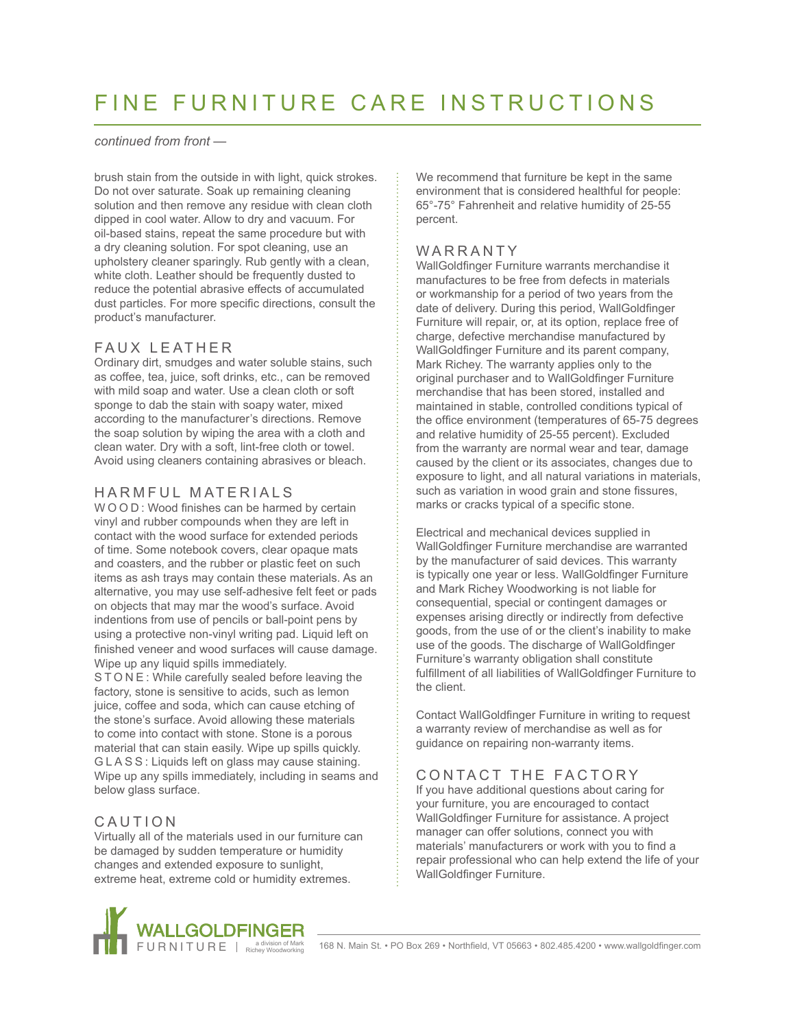# FINE FURNITURE CARE INSTRUCTIONS

*continued from front —*

brush stain from the outside in with light, quick strokes. Do not over saturate. Soak up remaining cleaning solution and then remove any residue with clean cloth dipped in cool water. Allow to dry and vacuum. For oil-based stains, repeat the same procedure but with a dry cleaning solution. For spot cleaning, use an upholstery cleaner sparingly. Rub gently with a clean, white cloth. Leather should be frequently dusted to reduce the potential abrasive effects of accumulated dust particles. For more specific directions, consult the product's manufacturer.

## FAUX LEATHER

Ordinary dirt, smudges and water soluble stains, such as coffee, tea, juice, soft drinks, etc., can be removed with mild soap and water. Use a clean cloth or soft sponge to dab the stain with soapy water, mixed according to the manufacturer's directions. Remove the soap solution by wiping the area with a cloth and clean water. Dry with a soft, lint-free cloth or towel. Avoid using cleaners containing abrasives or bleach.

## HARMFUL MATERIALS

WOOD: Wood finishes can be harmed by certain vinyl and rubber compounds when they are left in contact with the wood surface for extended periods of time. Some notebook covers, clear opaque mats and coasters, and the rubber or plastic feet on such items as ash trays may contain these materials. As an alternative, you may use self-adhesive felt feet or pads on objects that may mar the wood's surface. Avoid indentions from use of pencils or ball-point pens by using a protective non-vinyl writing pad. Liquid left on finished veneer and wood surfaces will cause damage. Wipe up any liquid spills immediately.

STONE: While carefully sealed before leaving the factory, stone is sensitive to acids, such as lemon juice, coffee and soda, which can cause etching of the stone's surface. Avoid allowing these materials to come into contact with stone. Stone is a porous material that can stain easily. Wipe up spills quickly.

GLASS: Liquids left on glass may cause staining. Wipe up any spills immediately, including in seams and below glass surface.

## CAUTION

Virtually all of the materials used in our furniture can be damaged by sudden temperature or humidity changes and extended exposure to sunlight, extreme heat, extreme cold or humidity extremes.

We recommend that furniture be kept in the same environment that is considered healthful for people: 65°-75° Fahrenheit and relative humidity of 25-55 percent.

## WARRANTY

WallGoldfinger Furniture warrants merchandise it manufactures to be free from defects in materials or workmanship for a period of two years from the date of delivery. During this period, WallGoldfinger Furniture will repair, or, at its option, replace free of charge, defective merchandise manufactured by WallGoldfinger Furniture and its parent company, Mark Richey. The warranty applies only to the original purchaser and to WallGoldfinger Furniture merchandise that has been stored, installed and maintained in stable, controlled conditions typical of the office environment (temperatures of 65-75 degrees and relative humidity of 25-55 percent). Excluded from the warranty are normal wear and tear, damage caused by the client or its associates, changes due to exposure to light, and all natural variations in materials, such as variation in wood grain and stone fissures, marks or cracks typical of a specific stone.

Electrical and mechanical devices supplied in WallGoldfinger Furniture merchandise are warranted by the manufacturer of said devices. This warranty is typically one year or less. WallGoldfinger Furniture and Mark Richey Woodworking is not liable for consequential, special or contingent damages or expenses arising directly or indirectly from defective goods, from the use of or the client's inability to make use of the goods. The discharge of WallGoldfinger Furniture's warranty obligation shall constitute fulfillment of all liabilities of WallGoldfinger Furniture to the client.

Contact WallGoldfinger Furniture in writing to request a warranty review of merchandise as well as for guidance on repairing non-warranty items.

## CONTACT THE FACTORY

If you have additional questions about caring for your furniture, you are encouraged to contact WallGoldfinger Furniture for assistance. A project manager can offer solutions, connect you with materials' manufacturers or work with you to find a repair professional who can help extend the life of your WallGoldfinger Furniture.

WALLGOLDFINGER FURNITURE | a division of Mark Richey Woodworking

168 N. Main St. • PO Box 269 • Northfield, VT 05663 • 802.485.4200 • www.wallgoldfinger.com